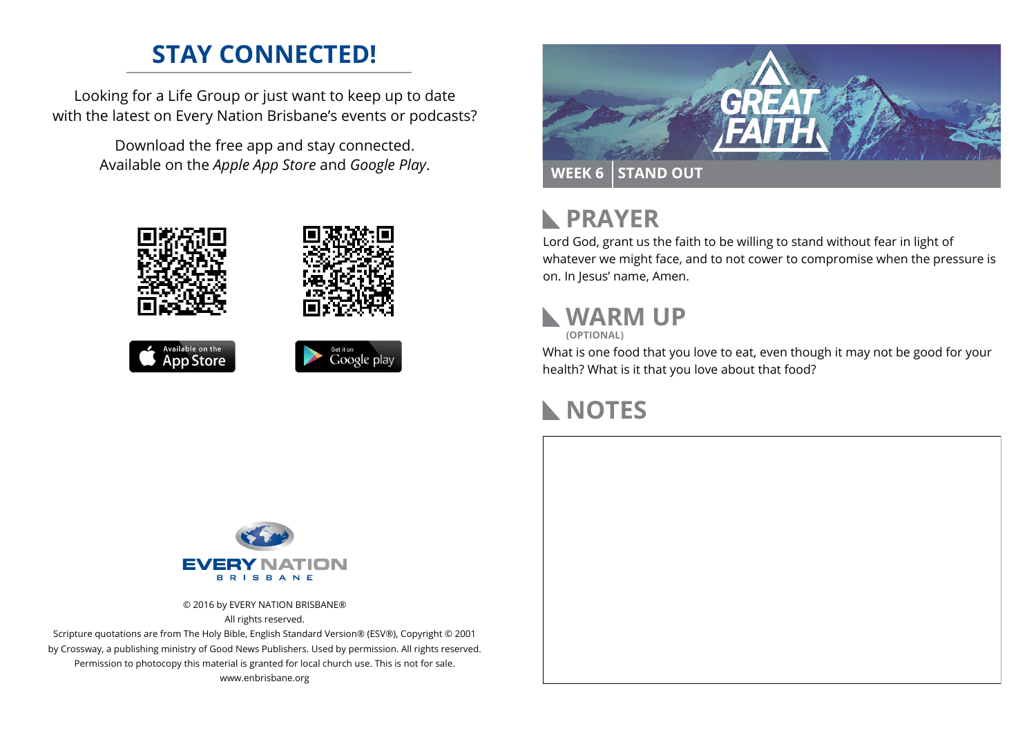## STAY CONNECTED!

Looking for a Life Group or just want to keep up to date with the latest on Every Nation Brisbane's events or podcasts?

Download the free app and stay connected. Available on the *Apple App Store* and *Google Play*.

Available on the App Store

Get it on Google play

EVERY NATION BRISBANE

© 2016 by EVERY NATION BRISBANE®
All rights reserved.
Scripture quotations are from The Holy Bible, English Standard Version® (ESV®), Copyright © 2001 by Crossway, a publishing ministry of Good News Publishers. Used by permission. All rights reserved.
Permission to photocopy this material is granted for local church use. This is not for sale.
www.enbrisbane.org

GREAT FAITH

**WEEK 6 | STAND OUT**

## PRAYER

Lord God, grant us the faith to be willing to stand without fear in light of whatever we might face, and to not cower to compromise when the pressure is on. In Jesus' name, Amen.

## WARM UP

**(OPTIONAL)**

What is one food that you love to eat, even though it may not be good for your health? What is it that you love about that food?

## NOTES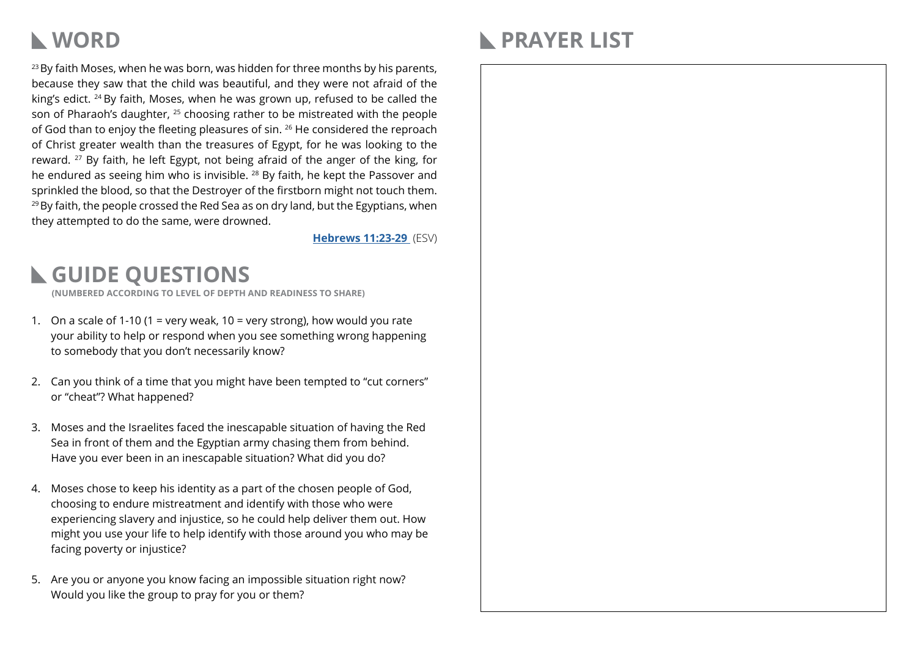## WORD

[23] By faith Moses, when he was born, was hidden for three months by his parents, because they saw that the child was beautiful, and they were not afraid of the king's edict. [24] By faith, Moses, when he was grown up, refused to be called the son of Pharaoh's daughter, [25] choosing rather to be mistreated with the people of God than to enjoy the fleeting pleasures of sin. [26] He considered the reproach of Christ greater wealth than the treasures of Egypt, for he was looking to the reward. [27] By faith, he left Egypt, not being afraid of the anger of the king, for he endured as seeing him who is invisible. [28] By faith, he kept the Passover and sprinkled the blood, so that the Destroyer of the firstborn might not touch them. [29] By faith, the people crossed the Red Sea as on dry land, but the Egyptians, when they attempted to do the same, were drowned.

**Hebrews 11:23-29** (ESV)

## GUIDE QUESTIONS

**(NUMBERED ACCORDING TO LEVEL OF DEPTH AND READINESS TO SHARE)**

1. On a scale of 1-10 (1 = very weak, 10 = very strong), how would you rate your ability to help or respond when you see something wrong happening to somebody that you don't necessarily know?

2. Can you think of a time that you might have been tempted to "cut corners" or "cheat"? What happened?

3. Moses and the Israelites faced the inescapable situation of having the Red Sea in front of them and the Egyptian army chasing them from behind. Have you ever been in an inescapable situation? What did you do?

4. Moses chose to keep his identity as a part of the chosen people of God, choosing to endure mistreatment and identify with those who were experiencing slavery and injustice, so he could help deliver them out. How might you use your life to help identify with those around you who may be facing poverty or injustice?

5. Are you or anyone you know facing an impossible situation right now? Would you like the group to pray for you or them?

## PRAYER LIST